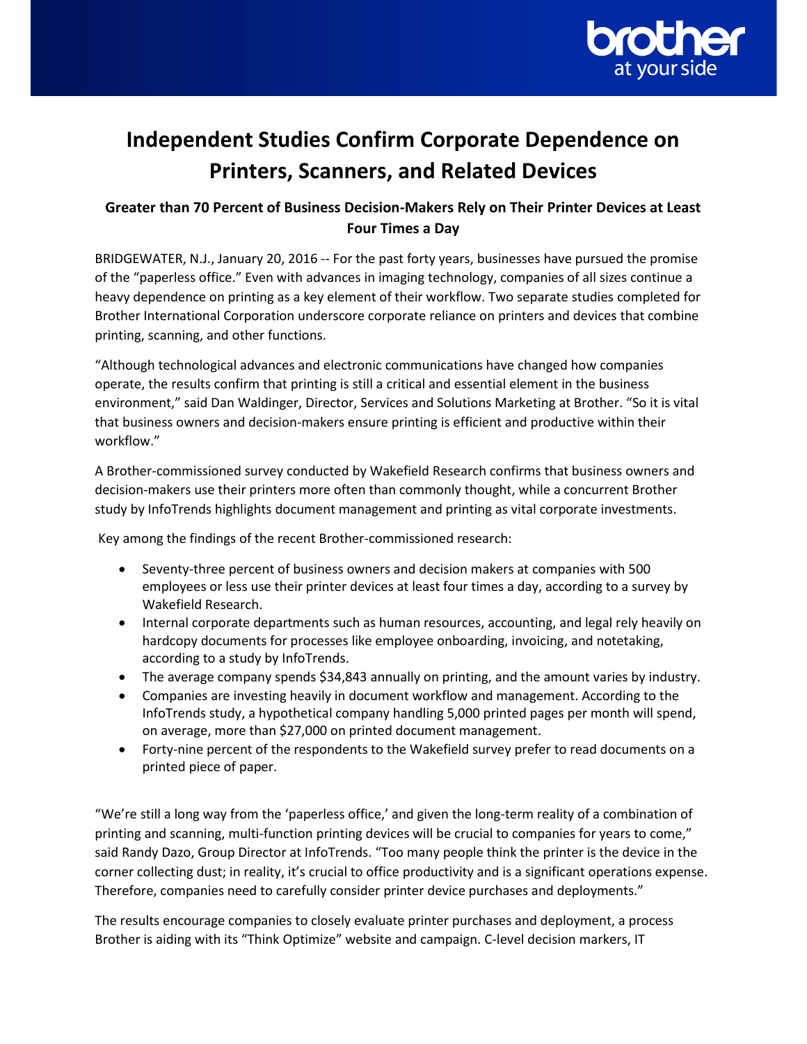# Independent Studies Confirm Corporate Dependence on Printers, Scanners, and Related Devices

## Greater than 70 Percent of Business Decision-Makers Rely on Their Printer Devices at Least Four Times a Day

BRIDGEWATER, N.J., January 20, 2016 -- For the past forty years, businesses have pursued the promise of the "paperless office." Even with advances in imaging technology, companies of all sizes continue a heavy dependence on printing as a key element of their workflow. Two separate studies completed for Brother International Corporation underscore corporate reliance on printers and devices that combine printing, scanning, and other functions.

"Although technological advances and electronic communications have changed how companies operate, the results confirm that printing is still a critical and essential element in the business environment," said Dan Waldinger, Director, Services and Solutions Marketing at Brother. "So it is vital that business owners and decision-makers ensure printing is efficient and productive within their workflow."

A Brother-commissioned survey conducted by Wakefield Research confirms that business owners and decision-makers use their printers more often than commonly thought, while a concurrent Brother study by InfoTrends highlights document management and printing as vital corporate investments.

Key among the findings of the recent Brother-commissioned research:

- Seventy-three percent of business owners and decision makers at companies with 500 employees or less use their printer devices at least four times a day, according to a survey by Wakefield Research.
- Internal corporate departments such as human resources, accounting, and legal rely heavily on hardcopy documents for processes like employee onboarding, invoicing, and notetaking, according to a study by InfoTrends.
- The average company spends $34,843 annually on printing, and the amount varies by industry.
- Companies are investing heavily in document workflow and management. According to the InfoTrends study, a hypothetical company handling 5,000 printed pages per month will spend, on average, more than $27,000 on printed document management.
- Forty-nine percent of the respondents to the Wakefield survey prefer to read documents on a printed piece of paper.

"We're still a long way from the 'paperless office,' and given the long-term reality of a combination of printing and scanning, multi-function printing devices will be crucial to companies for years to come," said Randy Dazo, Group Director at InfoTrends. "Too many people think the printer is the device in the corner collecting dust; in reality, it's crucial to office productivity and is a significant operations expense. Therefore, companies need to carefully consider printer device purchases and deployments."

The results encourage companies to closely evaluate printer purchases and deployment, a process Brother is aiding with its "Think Optimize" website and campaign. C-level decision markers, IT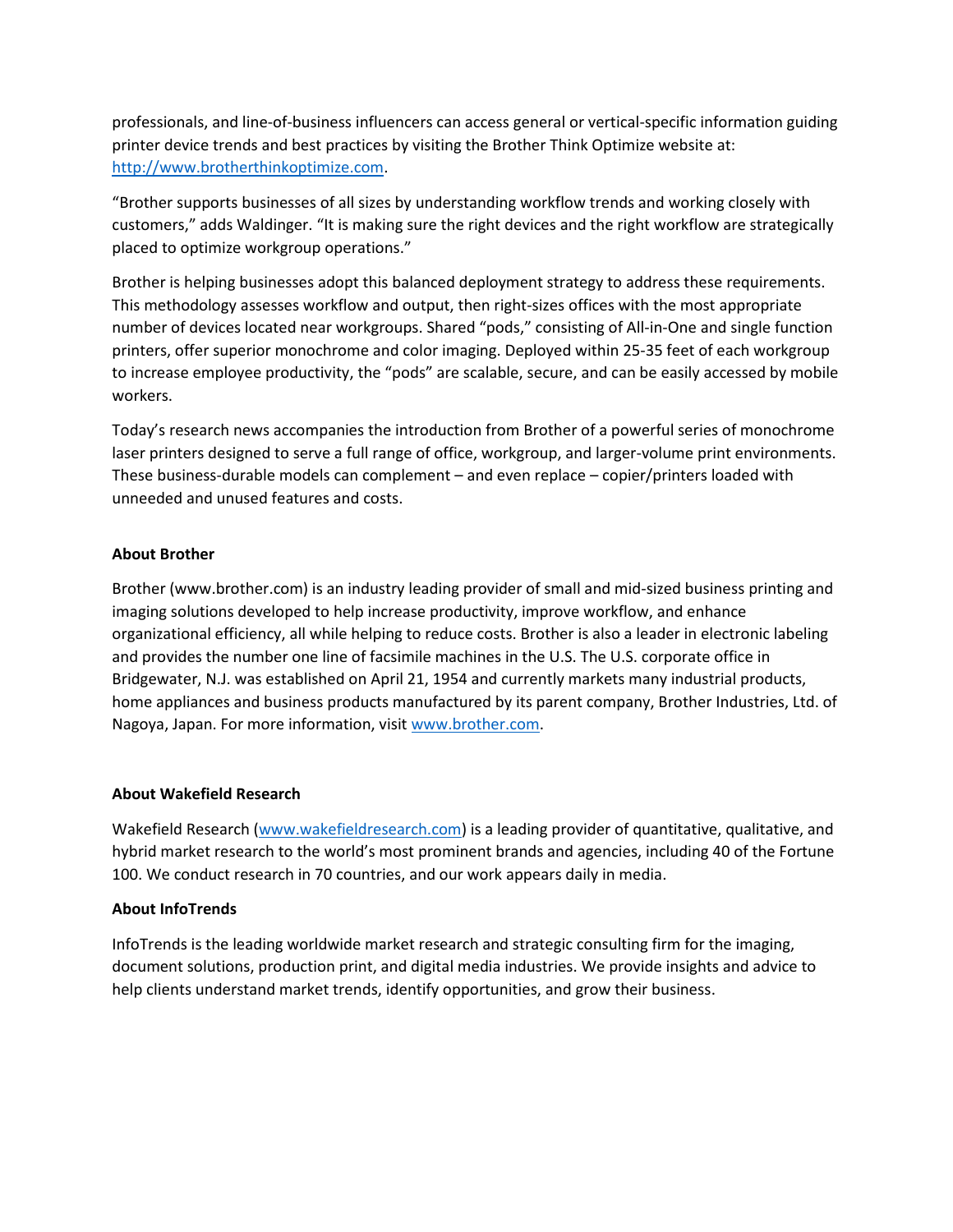professionals, and line-of-business influencers can access general or vertical-specific information guiding printer device trends and best practices by visiting the Brother Think Optimize website at: [http://www.brotherthinkoptimize.com](http://www.brotherthinkoptimize.com).

"Brother supports businesses of all sizes by understanding workflow trends and working closely with customers," adds Waldinger. "It is making sure the right devices and the right workflow are strategically placed to optimize workgroup operations."

Brother is helping businesses adopt this balanced deployment strategy to address these requirements. This methodology assesses workflow and output, then right-sizes offices with the most appropriate number of devices located near workgroups. Shared "pods," consisting of All-in-One and single function printers, offer superior monochrome and color imaging. Deployed within 25-35 feet of each workgroup to increase employee productivity, the "pods" are scalable, secure, and can be easily accessed by mobile workers.

Today's research news accompanies the introduction from Brother of a powerful series of monochrome laser printers designed to serve a full range of office, workgroup, and larger-volume print environments. These business-durable models can complement – and even replace – copier/printers loaded with unneeded and unused features and costs.

**About Brother**

Brother (www.brother.com) is an industry leading provider of small and mid-sized business printing and imaging solutions developed to help increase productivity, improve workflow, and enhance organizational efficiency, all while helping to reduce costs. Brother is also a leader in electronic labeling and provides the number one line of facsimile machines in the U.S. The U.S. corporate office in Bridgewater, N.J. was established on April 21, 1954 and currently markets many industrial products, home appliances and business products manufactured by its parent company, Brother Industries, Ltd. of Nagoya, Japan. For more information, visit [www.brother.com](http://www.brother.com).

**About Wakefield Research**

Wakefield Research ([www.wakefieldresearch.com](http://www.wakefieldresearch.com)) is a leading provider of quantitative, qualitative, and hybrid market research to the world's most prominent brands and agencies, including 40 of the Fortune 100. We conduct research in 70 countries, and our work appears daily in media.

**About InfoTrends**

InfoTrends is the leading worldwide market research and strategic consulting firm for the imaging, document solutions, production print, and digital media industries. We provide insights and advice to help clients understand market trends, identify opportunities, and grow their business.